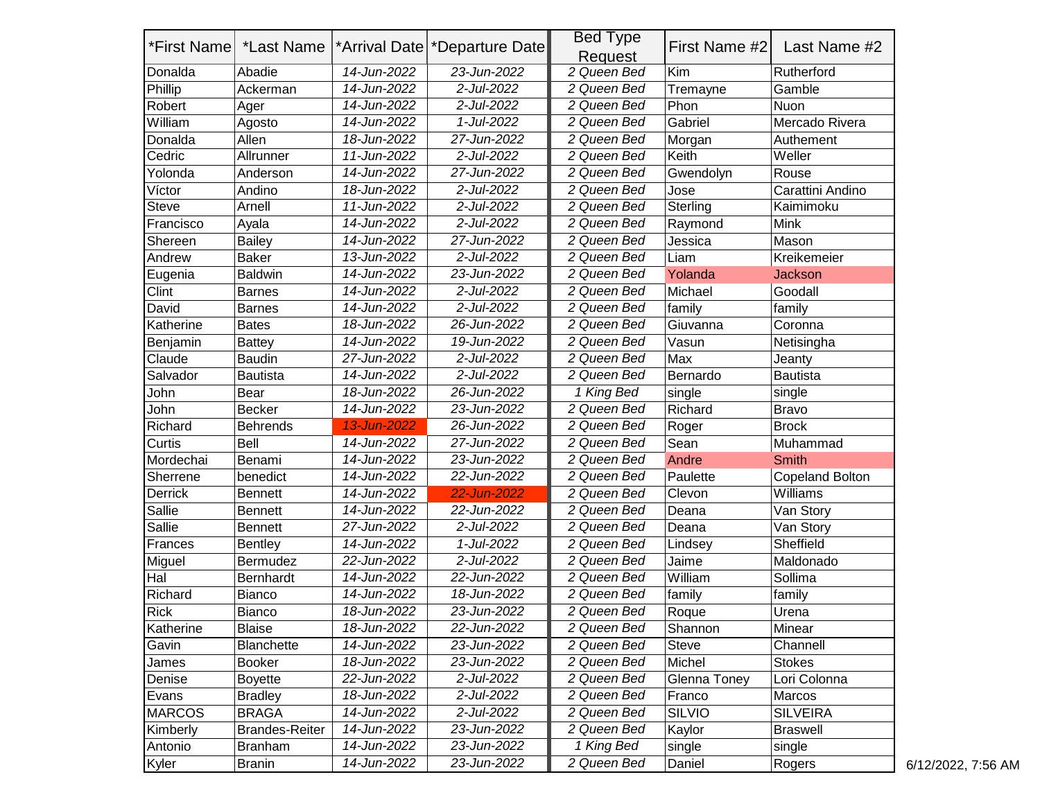| *First Name | *Last Name | *Arrival Date | *Departure Date | Bed Type Request | First Name #2 | Last Name #2 |
| --- | --- | --- | --- | --- | --- | --- |
| Donalda | Abadie | 14-Jun-2022 | 23-Jun-2022 | 2 Queen Bed | Kim | Rutherford |
| Phillip | Ackerman | 14-Jun-2022 | 2-Jul-2022 | 2 Queen Bed | Tremayne | Gamble |
| Robert | Ager | 14-Jun-2022 | 2-Jul-2022 | 2 Queen Bed | Phon | Nuon |
| William | Agosto | 14-Jun-2022 | 1-Jul-2022 | 2 Queen Bed | Gabriel | Mercado Rivera |
| Donalda | Allen | 18-Jun-2022 | 27-Jun-2022 | 2 Queen Bed | Morgan | Authement |
| Cedric | Allrunner | 11-Jun-2022 | 2-Jul-2022 | 2 Queen Bed | Keith | Weller |
| Yolonda | Anderson | 14-Jun-2022 | 27-Jun-2022 | 2 Queen Bed | Gwendolyn | Rouse |
| Víctor | Andino | 18-Jun-2022 | 2-Jul-2022 | 2 Queen Bed | Jose | Carattini Andino |
| Steve | Arnell | 11-Jun-2022 | 2-Jul-2022 | 2 Queen Bed | Sterling | Kaimimoku |
| Francisco | Ayala | 14-Jun-2022 | 2-Jul-2022 | 2 Queen Bed | Raymond | Mink |
| Shereen | Bailey | 14-Jun-2022 | 27-Jun-2022 | 2 Queen Bed | Jessica | Mason |
| Andrew | Baker | 13-Jun-2022 | 2-Jul-2022 | 2 Queen Bed | Liam | Kreikemeier |
| Eugenia | Baldwin | 14-Jun-2022 | 23-Jun-2022 | 2 Queen Bed | Yolanda | Jackson |
| Clint | Barnes | 14-Jun-2022 | 2-Jul-2022 | 2 Queen Bed | Michael | Goodall |
| David | Barnes | 14-Jun-2022 | 2-Jul-2022 | 2 Queen Bed | family | family |
| Katherine | Bates | 18-Jun-2022 | 26-Jun-2022 | 2 Queen Bed | Giuvanna | Coronna |
| Benjamin | Battey | 14-Jun-2022 | 19-Jun-2022 | 2 Queen Bed | Vasun | Netisingha |
| Claude | Baudin | 27-Jun-2022 | 2-Jul-2022 | 2 Queen Bed | Max | Jeanty |
| Salvador | Bautista | 14-Jun-2022 | 2-Jul-2022 | 2 Queen Bed | Bernardo | Bautista |
| John | Bear | 18-Jun-2022 | 26-Jun-2022 | 1 King Bed | single | single |
| John | Becker | 14-Jun-2022 | 23-Jun-2022 | 2 Queen Bed | Richard | Bravo |
| Richard | Behrends | 13-Jun-2022 | 26-Jun-2022 | 2 Queen Bed | Roger | Brock |
| Curtis | Bell | 14-Jun-2022 | 27-Jun-2022 | 2 Queen Bed | Sean | Muhammad |
| Mordechai | Benami | 14-Jun-2022 | 23-Jun-2022 | 2 Queen Bed | Andre | Smith |
| Sherrene | benedict | 14-Jun-2022 | 22-Jun-2022 | 2 Queen Bed | Paulette | Copeland Bolton |
| Derrick | Bennett | 14-Jun-2022 | 22-Jun-2022 | 2 Queen Bed | Clevon | Williams |
| Sallie | Bennett | 14-Jun-2022 | 22-Jun-2022 | 2 Queen Bed | Deana | Van Story |
| Sallie | Bennett | 27-Jun-2022 | 2-Jul-2022 | 2 Queen Bed | Deana | Van Story |
| Frances | Bentley | 14-Jun-2022 | 1-Jul-2022 | 2 Queen Bed | Lindsey | Sheffield |
| Miguel | Bermudez | 22-Jun-2022 | 2-Jul-2022 | 2 Queen Bed | Jaime | Maldonado |
| Hal | Bernhardt | 14-Jun-2022 | 22-Jun-2022 | 2 Queen Bed | William | Sollima |
| Richard | Bianco | 14-Jun-2022 | 18-Jun-2022 | 2 Queen Bed | family | family |
| Rick | Bianco | 18-Jun-2022 | 23-Jun-2022 | 2 Queen Bed | Roque | Urena |
| Katherine | Blaise | 18-Jun-2022 | 22-Jun-2022 | 2 Queen Bed | Shannon | Minear |
| Gavin | Blanchette | 14-Jun-2022 | 23-Jun-2022 | 2 Queen Bed | Steve | Channell |
| James | Booker | 18-Jun-2022 | 23-Jun-2022 | 2 Queen Bed | Michel | Stokes |
| Denise | Boyette | 22-Jun-2022 | 2-Jul-2022 | 2 Queen Bed | Glenna Toney | Lori Colonna |
| Evans | Bradley | 18-Jun-2022 | 2-Jul-2022 | 2 Queen Bed | Franco | Marcos |
| MARCOS | BRAGA | 14-Jun-2022 | 2-Jul-2022 | 2 Queen Bed | SILVIO | SILVEIRA |
| Kimberly | Brandes-Reiter | 14-Jun-2022 | 23-Jun-2022 | 2 Queen Bed | Kaylor | Braswell |
| Antonio | Branham | 14-Jun-2022 | 23-Jun-2022 | 1 King Bed | single | single |
| Kyler | Branin | 14-Jun-2022 | 23-Jun-2022 | 2 Queen Bed | Daniel | Rogers |

6/12/2022, 7:56 AM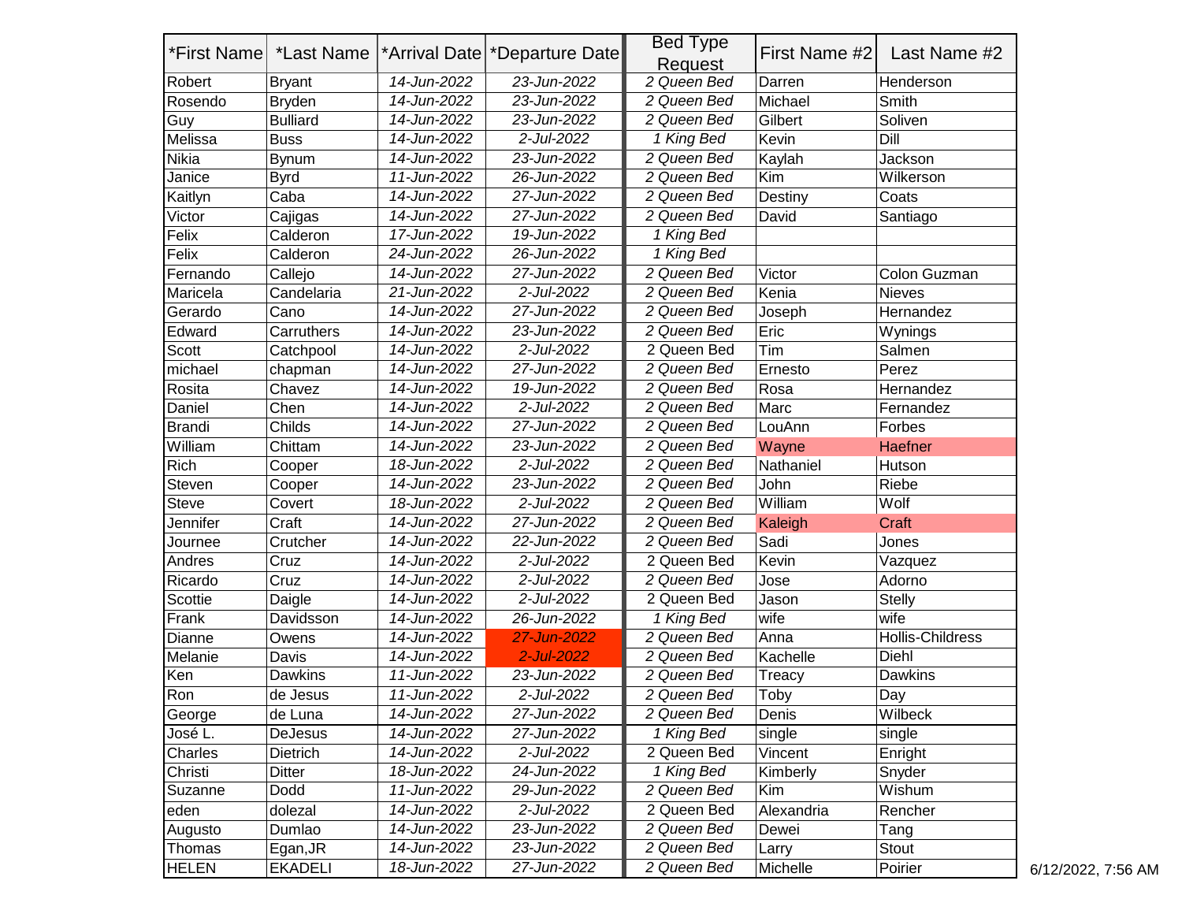| *First Name | *Last Name | *Arrival Date | *Departure Date | Bed Type Request | First Name #2 | Last Name #2 |
|---|---|---|---|---|---|---|
| Robert | Bryant | 14-Jun-2022 | 23-Jun-2022 | 2 Queen Bed | Darren | Henderson |
| Rosendo | Bryden | 14-Jun-2022 | 23-Jun-2022 | 2 Queen Bed | Michael | Smith |
| Guy | Bulliard | 14-Jun-2022 | 23-Jun-2022 | 2 Queen Bed | Gilbert | Soliven |
| Melissa | Buss | 14-Jun-2022 | 2-Jul-2022 | 1 King Bed | Kevin | Dill |
| Nikia | Bynum | 14-Jun-2022 | 23-Jun-2022 | 2 Queen Bed | Kaylah | Jackson |
| Janice | Byrd | 11-Jun-2022 | 26-Jun-2022 | 2 Queen Bed | Kim | Wilkerson |
| Kaitlyn | Caba | 14-Jun-2022 | 27-Jun-2022 | 2 Queen Bed | Destiny | Coats |
| Victor | Cajigas | 14-Jun-2022 | 27-Jun-2022 | 2 Queen Bed | David | Santiago |
| Felix | Calderon | 17-Jun-2022 | 19-Jun-2022 | 1 King Bed | | |
| Felix | Calderon | 24-Jun-2022 | 26-Jun-2022 | 1 King Bed | | |
| Fernando | Callejo | 14-Jun-2022 | 27-Jun-2022 | 2 Queen Bed | Victor | Colon Guzman |
| Maricela | Candelaria | 21-Jun-2022 | 2-Jul-2022 | 2 Queen Bed | Kenia | Nieves |
| Gerardo | Cano | 14-Jun-2022 | 27-Jun-2022 | 2 Queen Bed | Joseph | Hernandez |
| Edward | Carruthers | 14-Jun-2022 | 23-Jun-2022 | 2 Queen Bed | Eric | Wynings |
| Scott | Catchpool | 14-Jun-2022 | 2-Jul-2022 | 2 Queen Bed | Tim | Salmen |
| michael | chapman | 14-Jun-2022 | 27-Jun-2022 | 2 Queen Bed | Ernesto | Perez |
| Rosita | Chavez | 14-Jun-2022 | 19-Jun-2022 | 2 Queen Bed | Rosa | Hernandez |
| Daniel | Chen | 14-Jun-2022 | 2-Jul-2022 | 2 Queen Bed | Marc | Fernandez |
| Brandi | Childs | 14-Jun-2022 | 27-Jun-2022 | 2 Queen Bed | LouAnn | Forbes |
| William | Chittam | 14-Jun-2022 | 23-Jun-2022 | 2 Queen Bed | Wayne | Haefner |
| Rich | Cooper | 18-Jun-2022 | 2-Jul-2022 | 2 Queen Bed | Nathaniel | Hutson |
| Steven | Cooper | 14-Jun-2022 | 23-Jun-2022 | 2 Queen Bed | John | Riebe |
| Steve | Covert | 18-Jun-2022 | 2-Jul-2022 | 2 Queen Bed | William | Wolf |
| Jennifer | Craft | 14-Jun-2022 | 27-Jun-2022 | 2 Queen Bed | Kaleigh | Craft |
| Journee | Crutcher | 14-Jun-2022 | 22-Jun-2022 | 2 Queen Bed | Sadi | Jones |
| Andres | Cruz | 14-Jun-2022 | 2-Jul-2022 | 2 Queen Bed | Kevin | Vazquez |
| Ricardo | Cruz | 14-Jun-2022 | 2-Jul-2022 | 2 Queen Bed | Jose | Adorno |
| Scottie | Daigle | 14-Jun-2022 | 2-Jul-2022 | 2 Queen Bed | Jason | Stelly |
| Frank | Davidsson | 14-Jun-2022 | 26-Jun-2022 | 1 King Bed | wife | wife |
| Dianne | Owens | 14-Jun-2022 | 27-Jun-2022 | 2 Queen Bed | Anna | Hollis-Childress |
| Melanie | Davis | 14-Jun-2022 | 2-Jul-2022 | 2 Queen Bed | Kachelle | Diehl |
| Ken | Dawkins | 11-Jun-2022 | 23-Jun-2022 | 2 Queen Bed | Treacy | Dawkins |
| Ron | de Jesus | 11-Jun-2022 | 2-Jul-2022 | 2 Queen Bed | Toby | Day |
| George | de Luna | 14-Jun-2022 | 27-Jun-2022 | 2 Queen Bed | Denis | Wilbeck |
| José L. | DeJesus | 14-Jun-2022 | 27-Jun-2022 | 1 King Bed | single | single |
| Charles | Dietrich | 14-Jun-2022 | 2-Jul-2022 | 2 Queen Bed | Vincent | Enright |
| Christi | Ditter | 18-Jun-2022 | 24-Jun-2022 | 1 King Bed | Kimberly | Snyder |
| Suzanne | Dodd | 11-Jun-2022 | 29-Jun-2022 | 2 Queen Bed | Kim | Wishum |
| eden | dolezal | 14-Jun-2022 | 2-Jul-2022 | 2 Queen Bed | Alexandria | Rencher |
| Augusto | Dumlao | 14-Jun-2022 | 23-Jun-2022 | 2 Queen Bed | Dewei | Tang |
| Thomas | Egan,JR | 14-Jun-2022 | 23-Jun-2022 | 2 Queen Bed | Larry | Stout |
| HELEN | EKADELI | 18-Jun-2022 | 27-Jun-2022 | 2 Queen Bed | Michelle | Poirier |

6/12/2022, 7:56 AM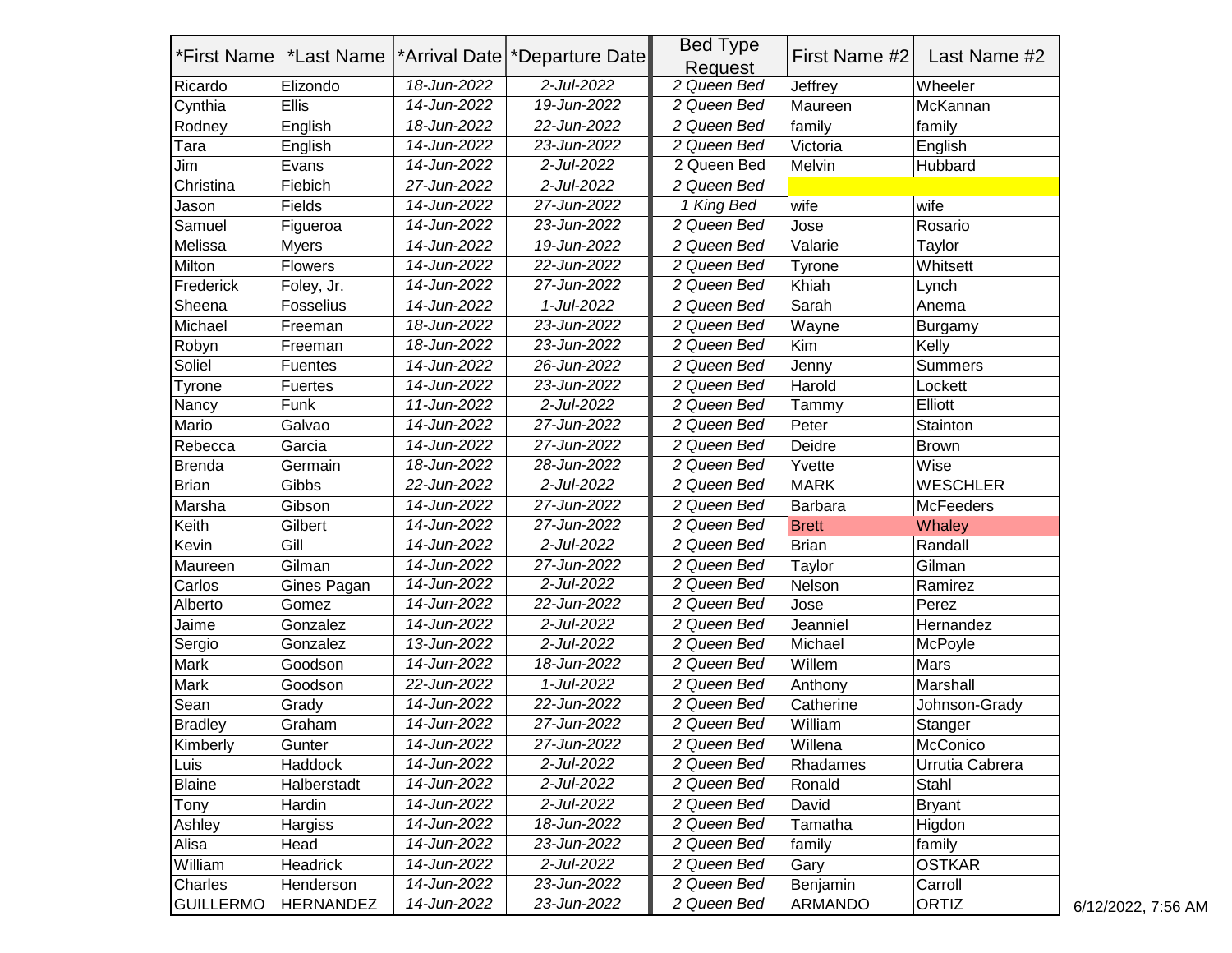| *First Name | *Last Name | *Arrival Date | *Departure Date | Bed Type Request | First Name #2 | Last Name #2 |
|---|---|---|---|---|---|---|
| Ricardo | Elizondo | 18-Jun-2022 | 2-Jul-2022 | 2 Queen Bed | Jeffrey | Wheeler |
| Cynthia | Ellis | 14-Jun-2022 | 19-Jun-2022 | 2 Queen Bed | Maureen | McKannan |
| Rodney | English | 18-Jun-2022 | 22-Jun-2022 | 2 Queen Bed | family | family |
| Tara | English | 14-Jun-2022 | 23-Jun-2022 | 2 Queen Bed | Victoria | English |
| Jim | Evans | 14-Jun-2022 | 2-Jul-2022 | 2 Queen Bed | Melvin | Hubbard |
| Christina | Fiebich | 27-Jun-2022 | 2-Jul-2022 | 2 Queen Bed | | |
| Jason | Fields | 14-Jun-2022 | 27-Jun-2022 | 1 King Bed | wife | wife |
| Samuel | Figueroa | 14-Jun-2022 | 23-Jun-2022 | 2 Queen Bed | Jose | Rosario |
| Melissa | Myers | 14-Jun-2022 | 19-Jun-2022 | 2 Queen Bed | Valarie | Taylor |
| Milton | Flowers | 14-Jun-2022 | 22-Jun-2022 | 2 Queen Bed | Tyrone | Whitsett |
| Frederick | Foley, Jr. | 14-Jun-2022 | 27-Jun-2022 | 2 Queen Bed | Khiah | Lynch |
| Sheena | Fosselius | 14-Jun-2022 | 1-Jul-2022 | 2 Queen Bed | Sarah | Anema |
| Michael | Freeman | 18-Jun-2022 | 23-Jun-2022 | 2 Queen Bed | Wayne | Burgamy |
| Robyn | Freeman | 18-Jun-2022 | 23-Jun-2022 | 2 Queen Bed | Kim | Kelly |
| Soliel | Fuentes | 14-Jun-2022 | 26-Jun-2022 | 2 Queen Bed | Jenny | Summers |
| Tyrone | Fuertes | 14-Jun-2022 | 23-Jun-2022 | 2 Queen Bed | Harold | Lockett |
| Nancy | Funk | 11-Jun-2022 | 2-Jul-2022 | 2 Queen Bed | Tammy | Elliott |
| Mario | Galvao | 14-Jun-2022 | 27-Jun-2022 | 2 Queen Bed | Peter | Stainton |
| Rebecca | Garcia | 14-Jun-2022 | 27-Jun-2022 | 2 Queen Bed | Deidre | Brown |
| Brenda | Germain | 18-Jun-2022 | 28-Jun-2022 | 2 Queen Bed | Yvette | Wise |
| Brian | Gibbs | 22-Jun-2022 | 2-Jul-2022 | 2 Queen Bed | MARK | WESCHLER |
| Marsha | Gibson | 14-Jun-2022 | 27-Jun-2022 | 2 Queen Bed | Barbara | McFeeders |
| Keith | Gilbert | 14-Jun-2022 | 27-Jun-2022 | 2 Queen Bed | Brett | Whaley |
| Kevin | Gill | 14-Jun-2022 | 2-Jul-2022 | 2 Queen Bed | Brian | Randall |
| Maureen | Gilman | 14-Jun-2022 | 27-Jun-2022 | 2 Queen Bed | Taylor | Gilman |
| Carlos | Gines Pagan | 14-Jun-2022 | 2-Jul-2022 | 2 Queen Bed | Nelson | Ramirez |
| Alberto | Gomez | 14-Jun-2022 | 22-Jun-2022 | 2 Queen Bed | Jose | Perez |
| Jaime | Gonzalez | 14-Jun-2022 | 2-Jul-2022 | 2 Queen Bed | Jeanniel | Hernandez |
| Sergio | Gonzalez | 13-Jun-2022 | 2-Jul-2022 | 2 Queen Bed | Michael | McPoyle |
| Mark | Goodson | 14-Jun-2022 | 18-Jun-2022 | 2 Queen Bed | Willem | Mars |
| Mark | Goodson | 22-Jun-2022 | 1-Jul-2022 | 2 Queen Bed | Anthony | Marshall |
| Sean | Grady | 14-Jun-2022 | 22-Jun-2022 | 2 Queen Bed | Catherine | Johnson-Grady |
| Bradley | Graham | 14-Jun-2022 | 27-Jun-2022 | 2 Queen Bed | William | Stanger |
| Kimberly | Gunter | 14-Jun-2022 | 27-Jun-2022 | 2 Queen Bed | Willena | McConico |
| Luis | Haddock | 14-Jun-2022 | 2-Jul-2022 | 2 Queen Bed | Rhadames | Urrutia Cabrera |
| Blaine | Halberstadt | 14-Jun-2022 | 2-Jul-2022 | 2 Queen Bed | Ronald | Stahl |
| Tony | Hardin | 14-Jun-2022 | 2-Jul-2022 | 2 Queen Bed | David | Bryant |
| Ashley | Hargiss | 14-Jun-2022 | 18-Jun-2022 | 2 Queen Bed | Tamatha | Higdon |
| Alisa | Head | 14-Jun-2022 | 23-Jun-2022 | 2 Queen Bed | family | family |
| William | Headrick | 14-Jun-2022 | 2-Jul-2022 | 2 Queen Bed | Gary | OSTKAR |
| Charles | Henderson | 14-Jun-2022 | 23-Jun-2022 | 2 Queen Bed | Benjamin | Carroll |
| GUILLERMO | HERNANDEZ | 14-Jun-2022 | 23-Jun-2022 | 2 Queen Bed | ARMANDO | ORTIZ |

6/12/2022, 7:56 AM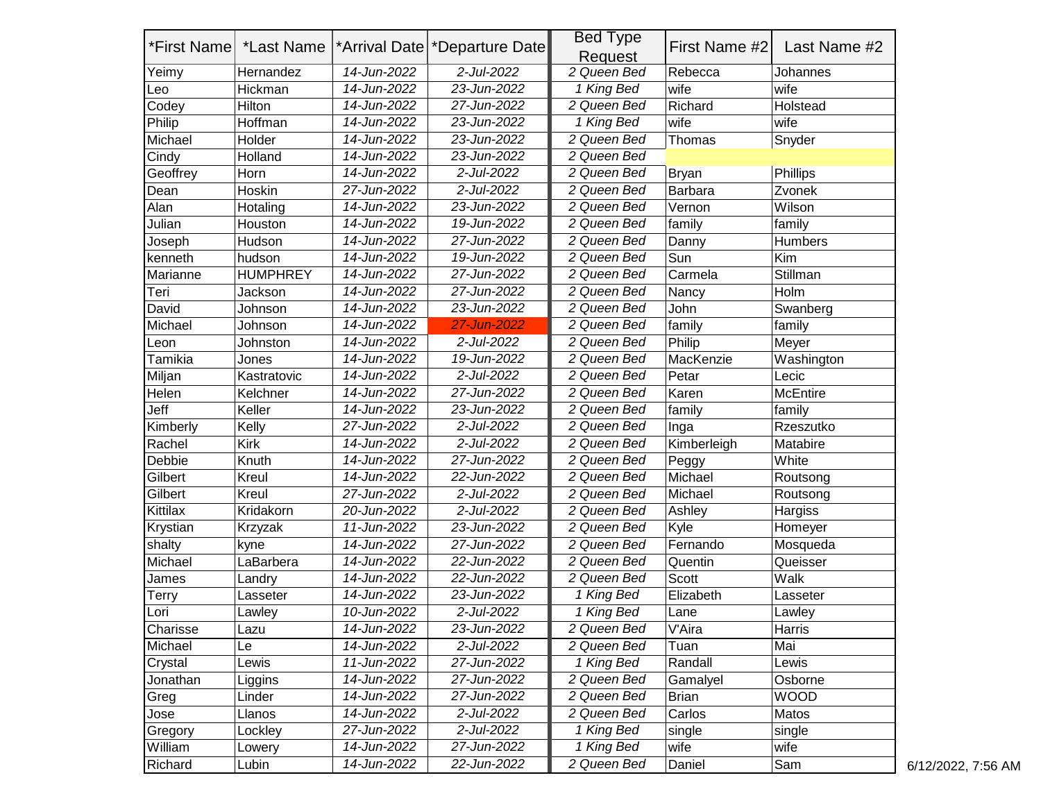| *First Name | *Last Name | *Arrival Date | *Departure Date | Bed Type Request | First Name #2 | Last Name #2 |
|---|---|---|---|---|---|---|
| Yeimy | Hernandez | 14-Jun-2022 | 2-Jul-2022 | 2 Queen Bed | Rebecca | Johannes |
| Leo | Hickman | 14-Jun-2022 | 23-Jun-2022 | 1 King Bed | wife | wife |
| Codey | Hilton | 14-Jun-2022 | 27-Jun-2022 | 2 Queen Bed | Richard | Holstead |
| Philip | Hoffman | 14-Jun-2022 | 23-Jun-2022 | 1 King Bed | wife | wife |
| Michael | Holder | 14-Jun-2022 | 23-Jun-2022 | 2 Queen Bed | Thomas | Snyder |
| Cindy | Holland | 14-Jun-2022 | 23-Jun-2022 | 2 Queen Bed | | |
| Geoffrey | Horn | 14-Jun-2022 | 2-Jul-2022 | 2 Queen Bed | Bryan | Phillips |
| Dean | Hoskin | 27-Jun-2022 | 2-Jul-2022 | 2 Queen Bed | Barbara | Zvonek |
| Alan | Hotaling | 14-Jun-2022 | 23-Jun-2022 | 2 Queen Bed | Vernon | Wilson |
| Julian | Houston | 14-Jun-2022 | 19-Jun-2022 | 2 Queen Bed | family | family |
| Joseph | Hudson | 14-Jun-2022 | 27-Jun-2022 | 2 Queen Bed | Danny | Humbers |
| kenneth | hudson | 14-Jun-2022 | 19-Jun-2022 | 2 Queen Bed | Sun | Kim |
| Marianne | HUMPHREY | 14-Jun-2022 | 27-Jun-2022 | 2 Queen Bed | Carmela | Stillman |
| Teri | Jackson | 14-Jun-2022 | 27-Jun-2022 | 2 Queen Bed | Nancy | Holm |
| David | Johnson | 14-Jun-2022 | 23-Jun-2022 | 2 Queen Bed | John | Swanberg |
| Michael | Johnson | 14-Jun-2022 | 27-Jun-2022 | 2 Queen Bed | family | family |
| Leon | Johnston | 14-Jun-2022 | 2-Jul-2022 | 2 Queen Bed | Philip | Meyer |
| Tamikia | Jones | 14-Jun-2022 | 19-Jun-2022 | 2 Queen Bed | MacKenzie | Washington |
| Miljan | Kastratovic | 14-Jun-2022 | 2-Jul-2022 | 2 Queen Bed | Petar | Lecic |
| Helen | Kelchner | 14-Jun-2022 | 27-Jun-2022 | 2 Queen Bed | Karen | McEntire |
| Jeff | Keller | 14-Jun-2022 | 23-Jun-2022 | 2 Queen Bed | family | family |
| Kimberly | Kelly | 27-Jun-2022 | 2-Jul-2022 | 2 Queen Bed | Inga | Rzeszutko |
| Rachel | Kirk | 14-Jun-2022 | 2-Jul-2022 | 2 Queen Bed | Kimberleigh | Matabire |
| Debbie | Knuth | 14-Jun-2022 | 27-Jun-2022 | 2 Queen Bed | Peggy | White |
| Gilbert | Kreul | 14-Jun-2022 | 22-Jun-2022 | 2 Queen Bed | Michael | Routsong |
| Gilbert | Kreul | 27-Jun-2022 | 2-Jul-2022 | 2 Queen Bed | Michael | Routsong |
| Kittilax | Kridakorn | 20-Jun-2022 | 2-Jul-2022 | 2 Queen Bed | Ashley | Hargiss |
| Krystian | Krzyzak | 11-Jun-2022 | 23-Jun-2022 | 2 Queen Bed | Kyle | Homeyer |
| shalty | kyne | 14-Jun-2022 | 27-Jun-2022 | 2 Queen Bed | Fernando | Mosqueda |
| Michael | LaBarbera | 14-Jun-2022 | 22-Jun-2022 | 2 Queen Bed | Quentin | Queisser |
| James | Landry | 14-Jun-2022 | 22-Jun-2022 | 2 Queen Bed | Scott | Walk |
| Terry | Lasseter | 14-Jun-2022 | 23-Jun-2022 | 1 King Bed | Elizabeth | Lasseter |
| Lori | Lawley | 10-Jun-2022 | 2-Jul-2022 | 1 King Bed | Lane | Lawley |
| Charisse | Lazu | 14-Jun-2022 | 23-Jun-2022 | 2 Queen Bed | V'Aira | Harris |
| Michael | Le | 14-Jun-2022 | 2-Jul-2022 | 2 Queen Bed | Tuan | Mai |
| Crystal | Lewis | 11-Jun-2022 | 27-Jun-2022 | 1 King Bed | Randall | Lewis |
| Jonathan | Liggins | 14-Jun-2022 | 27-Jun-2022 | 2 Queen Bed | Gamalyel | Osborne |
| Greg | Linder | 14-Jun-2022 | 27-Jun-2022 | 2 Queen Bed | Brian | WOOD |
| Jose | Llanos | 14-Jun-2022 | 2-Jul-2022 | 2 Queen Bed | Carlos | Matos |
| Gregory | Lockley | 27-Jun-2022 | 2-Jul-2022 | 1 King Bed | single | single |
| William | Lowery | 14-Jun-2022 | 27-Jun-2022 | 1 King Bed | wife | wife |
| Richard | Lubin | 14-Jun-2022 | 22-Jun-2022 | 2 Queen Bed | Daniel | Sam |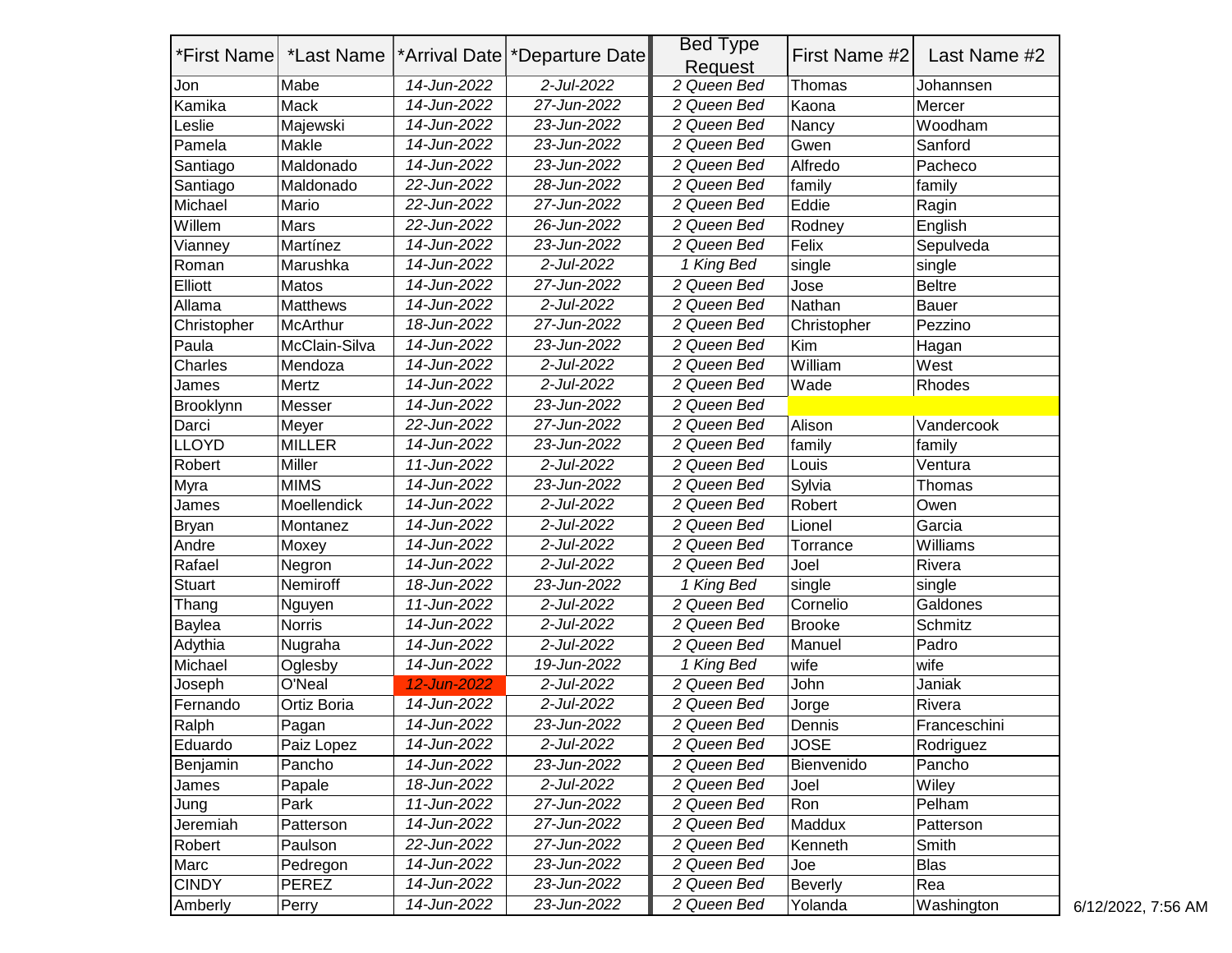| *First Name | *Last Name | *Arrival Date | *Departure Date | Bed Type Request | First Name #2 | Last Name #2 |
|---|---|---|---|---|---|---|
| Jon | Mabe | 14-Jun-2022 | 2-Jul-2022 | 2 Queen Bed | Thomas | Johannsen |
| Kamika | Mack | 14-Jun-2022 | 27-Jun-2022 | 2 Queen Bed | Kaona | Mercer |
| Leslie | Majewski | 14-Jun-2022 | 23-Jun-2022 | 2 Queen Bed | Nancy | Woodham |
| Pamela | Makle | 14-Jun-2022 | 23-Jun-2022 | 2 Queen Bed | Gwen | Sanford |
| Santiago | Maldonado | 14-Jun-2022 | 23-Jun-2022 | 2 Queen Bed | Alfredo | Pacheco |
| Santiago | Maldonado | 22-Jun-2022 | 28-Jun-2022 | 2 Queen Bed | family | family |
| Michael | Mario | 22-Jun-2022 | 27-Jun-2022 | 2 Queen Bed | Eddie | Ragin |
| Willem | Mars | 22-Jun-2022 | 26-Jun-2022 | 2 Queen Bed | Rodney | English |
| Vianney | Martínez | 14-Jun-2022 | 23-Jun-2022 | 2 Queen Bed | Felix | Sepulveda |
| Roman | Marushka | 14-Jun-2022 | 2-Jul-2022 | 1 King Bed | single | single |
| Elliott | Matos | 14-Jun-2022 | 27-Jun-2022 | 2 Queen Bed | Jose | Beltre |
| Allama | Matthews | 14-Jun-2022 | 2-Jul-2022 | 2 Queen Bed | Nathan | Bauer |
| Christopher | McArthur | 18-Jun-2022 | 27-Jun-2022 | 2 Queen Bed | Christopher | Pezzino |
| Paula | McClain-Silva | 14-Jun-2022 | 23-Jun-2022 | 2 Queen Bed | Kim | Hagan |
| Charles | Mendoza | 14-Jun-2022 | 2-Jul-2022 | 2 Queen Bed | William | West |
| James | Mertz | 14-Jun-2022 | 2-Jul-2022 | 2 Queen Bed | Wade | Rhodes |
| Brooklynn | Messer | 14-Jun-2022 | 23-Jun-2022 | 2 Queen Bed | | |
| Darci | Meyer | 22-Jun-2022 | 27-Jun-2022 | 2 Queen Bed | Alison | Vandercook |
| LLOYD | MILLER | 14-Jun-2022 | 23-Jun-2022 | 2 Queen Bed | family | family |
| Robert | Miller | 11-Jun-2022 | 2-Jul-2022 | 2 Queen Bed | Louis | Ventura |
| Myra | MIMS | 14-Jun-2022 | 23-Jun-2022 | 2 Queen Bed | Sylvia | Thomas |
| James | Moellendick | 14-Jun-2022 | 2-Jul-2022 | 2 Queen Bed | Robert | Owen |
| Bryan | Montanez | 14-Jun-2022 | 2-Jul-2022 | 2 Queen Bed | Lionel | Garcia |
| Andre | Moxey | 14-Jun-2022 | 2-Jul-2022 | 2 Queen Bed | Torrance | Williams |
| Rafael | Negron | 14-Jun-2022 | 2-Jul-2022 | 2 Queen Bed | Joel | Rivera |
| Stuart | Nemiroff | 18-Jun-2022 | 23-Jun-2022 | 1 King Bed | single | single |
| Thang | Nguyen | 11-Jun-2022 | 2-Jul-2022 | 2 Queen Bed | Cornelio | Galdones |
| Baylea | Norris | 14-Jun-2022 | 2-Jul-2022 | 2 Queen Bed | Brooke | Schmitz |
| Adythia | Nugraha | 14-Jun-2022 | 2-Jul-2022 | 2 Queen Bed | Manuel | Padro |
| Michael | Oglesby | 14-Jun-2022 | 19-Jun-2022 | 1 King Bed | wife | wife |
| Joseph | O'Neal | 12-Jun-2022 | 2-Jul-2022 | 2 Queen Bed | John | Janiak |
| Fernando | Ortiz Boria | 14-Jun-2022 | 2-Jul-2022 | 2 Queen Bed | Jorge | Rivera |
| Ralph | Pagan | 14-Jun-2022 | 23-Jun-2022 | 2 Queen Bed | Dennis | Franceschini |
| Eduardo | Paiz Lopez | 14-Jun-2022 | 2-Jul-2022 | 2 Queen Bed | JOSE | Rodriguez |
| Benjamin | Pancho | 14-Jun-2022 | 23-Jun-2022 | 2 Queen Bed | Bienvenido | Pancho |
| James | Papale | 18-Jun-2022 | 2-Jul-2022 | 2 Queen Bed | Joel | Wiley |
| Jung | Park | 11-Jun-2022 | 27-Jun-2022 | 2 Queen Bed | Ron | Pelham |
| Jeremiah | Patterson | 14-Jun-2022 | 27-Jun-2022 | 2 Queen Bed | Maddux | Patterson |
| Robert | Paulson | 22-Jun-2022 | 27-Jun-2022 | 2 Queen Bed | Kenneth | Smith |
| Marc | Pedregon | 14-Jun-2022 | 23-Jun-2022 | 2 Queen Bed | Joe | Blas |
| CINDY | PEREZ | 14-Jun-2022 | 23-Jun-2022 | 2 Queen Bed | Beverly | Rea |
| Amberly | Perry | 14-Jun-2022 | 23-Jun-2022 | 2 Queen Bed | Yolanda | Washington |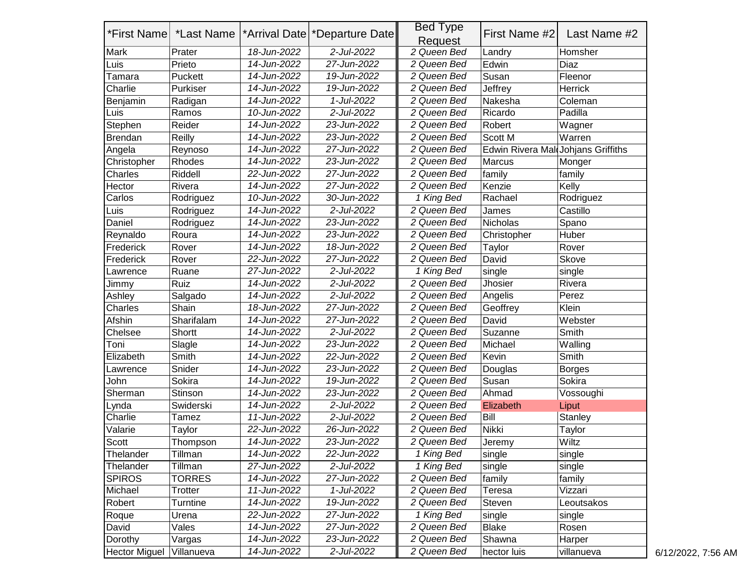| *First Name | *Last Name | *Arrival Date | *Departure Date | Bed Type Request | First Name #2 | Last Name #2 |
|---|---|---|---|---|---|---|
| Mark | Prater | 18-Jun-2022 | 2-Jul-2022 | 2 Queen Bed | Landry | Homsher |
| Luis | Prieto | 14-Jun-2022 | 27-Jun-2022 | 2 Queen Bed | Edwin | Diaz |
| Tamara | Puckett | 14-Jun-2022 | 19-Jun-2022 | 2 Queen Bed | Susan | Fleenor |
| Charlie | Purkiser | 14-Jun-2022 | 19-Jun-2022 | 2 Queen Bed | Jeffrey | Herrick |
| Benjamin | Radigan | 14-Jun-2022 | 1-Jul-2022 | 2 Queen Bed | Nakesha | Coleman |
| Luis | Ramos | 10-Jun-2022 | 2-Jul-2022 | 2 Queen Bed | Ricardo | Padilla |
| Stephen | Reider | 14-Jun-2022 | 23-Jun-2022 | 2 Queen Bed | Robert | Wagner |
| Brendan | Reilly | 14-Jun-2022 | 23-Jun-2022 | 2 Queen Bed | Scott M | Warren |
| Angela | Reynoso | 14-Jun-2022 | 27-Jun-2022 | 2 Queen Bed | Edwin Rivera Mal | Johjans Griffiths |
| Christopher | Rhodes | 14-Jun-2022 | 23-Jun-2022 | 2 Queen Bed | Marcus | Monger |
| Charles | Riddell | 22-Jun-2022 | 27-Jun-2022 | 2 Queen Bed | family | family |
| Hector | Rivera | 14-Jun-2022 | 27-Jun-2022 | 2 Queen Bed | Kenzie | Kelly |
| Carlos | Rodriguez | 10-Jun-2022 | 30-Jun-2022 | 1 King Bed | Rachael | Rodriguez |
| Luis | Rodriguez | 14-Jun-2022 | 2-Jul-2022 | 2 Queen Bed | James | Castillo |
| Daniel | Rodriguez | 14-Jun-2022 | 23-Jun-2022 | 2 Queen Bed | Nicholas | Spano |
| Reynaldo | Roura | 14-Jun-2022 | 23-Jun-2022 | 2 Queen Bed | Christopher | Huber |
| Frederick | Rover | 14-Jun-2022 | 18-Jun-2022 | 2 Queen Bed | Taylor | Rover |
| Frederick | Rover | 22-Jun-2022 | 27-Jun-2022 | 2 Queen Bed | David | Skove |
| Lawrence | Ruane | 27-Jun-2022 | 2-Jul-2022 | 1 King Bed | single | single |
| Jimmy | Ruiz | 14-Jun-2022 | 2-Jul-2022 | 2 Queen Bed | Jhosier | Rivera |
| Ashley | Salgado | 14-Jun-2022 | 2-Jul-2022 | 2 Queen Bed | Angelis | Perez |
| Charles | Shain | 18-Jun-2022 | 27-Jun-2022 | 2 Queen Bed | Geoffrey | Klein |
| Afshin | Sharifalam | 14-Jun-2022 | 27-Jun-2022 | 2 Queen Bed | David | Webster |
| Chelsee | Shortt | 14-Jun-2022 | 2-Jul-2022 | 2 Queen Bed | Suzanne | Smith |
| Toni | Slagle | 14-Jun-2022 | 23-Jun-2022 | 2 Queen Bed | Michael | Walling |
| Elizabeth | Smith | 14-Jun-2022 | 22-Jun-2022 | 2 Queen Bed | Kevin | Smith |
| Lawrence | Snider | 14-Jun-2022 | 23-Jun-2022 | 2 Queen Bed | Douglas | Borges |
| John | Sokira | 14-Jun-2022 | 19-Jun-2022 | 2 Queen Bed | Susan | Sokira |
| Sherman | Stinson | 14-Jun-2022 | 23-Jun-2022 | 2 Queen Bed | Ahmad | Vossoughi |
| Lynda | Swiderski | 14-Jun-2022 | 2-Jul-2022 | 2 Queen Bed | Elizabeth | Liput |
| Charlie | Tamez | 11-Jun-2022 | 2-Jul-2022 | 2 Queen Bed | Bill | Stanley |
| Valarie | Taylor | 22-Jun-2022 | 26-Jun-2022 | 2 Queen Bed | Nikki | Taylor |
| Scott | Thompson | 14-Jun-2022 | 23-Jun-2022 | 2 Queen Bed | Jeremy | Wiltz |
| Thelander | Tillman | 14-Jun-2022 | 22-Jun-2022 | 1 King Bed | single | single |
| Thelander | Tillman | 27-Jun-2022 | 2-Jul-2022 | 1 King Bed | single | single |
| SPIROS | TORRES | 14-Jun-2022 | 27-Jun-2022 | 2 Queen Bed | family | family |
| Michael | Trotter | 11-Jun-2022 | 1-Jul-2022 | 2 Queen Bed | Teresa | Vizzari |
| Robert | Turntine | 14-Jun-2022 | 19-Jun-2022 | 2 Queen Bed | Steven | Leoutsakos |
| Roque | Urena | 22-Jun-2022 | 27-Jun-2022 | 1 King Bed | single | single |
| David | Vales | 14-Jun-2022 | 27-Jun-2022 | 2 Queen Bed | Blake | Rosen |
| Dorothy | Vargas | 14-Jun-2022 | 23-Jun-2022 | 2 Queen Bed | Shawna | Harper |
| Hector Miguel | Villanueva | 14-Jun-2022 | 2-Jul-2022 | 2 Queen Bed | hector luis | villanueva |

6/12/2022, 7:56 AM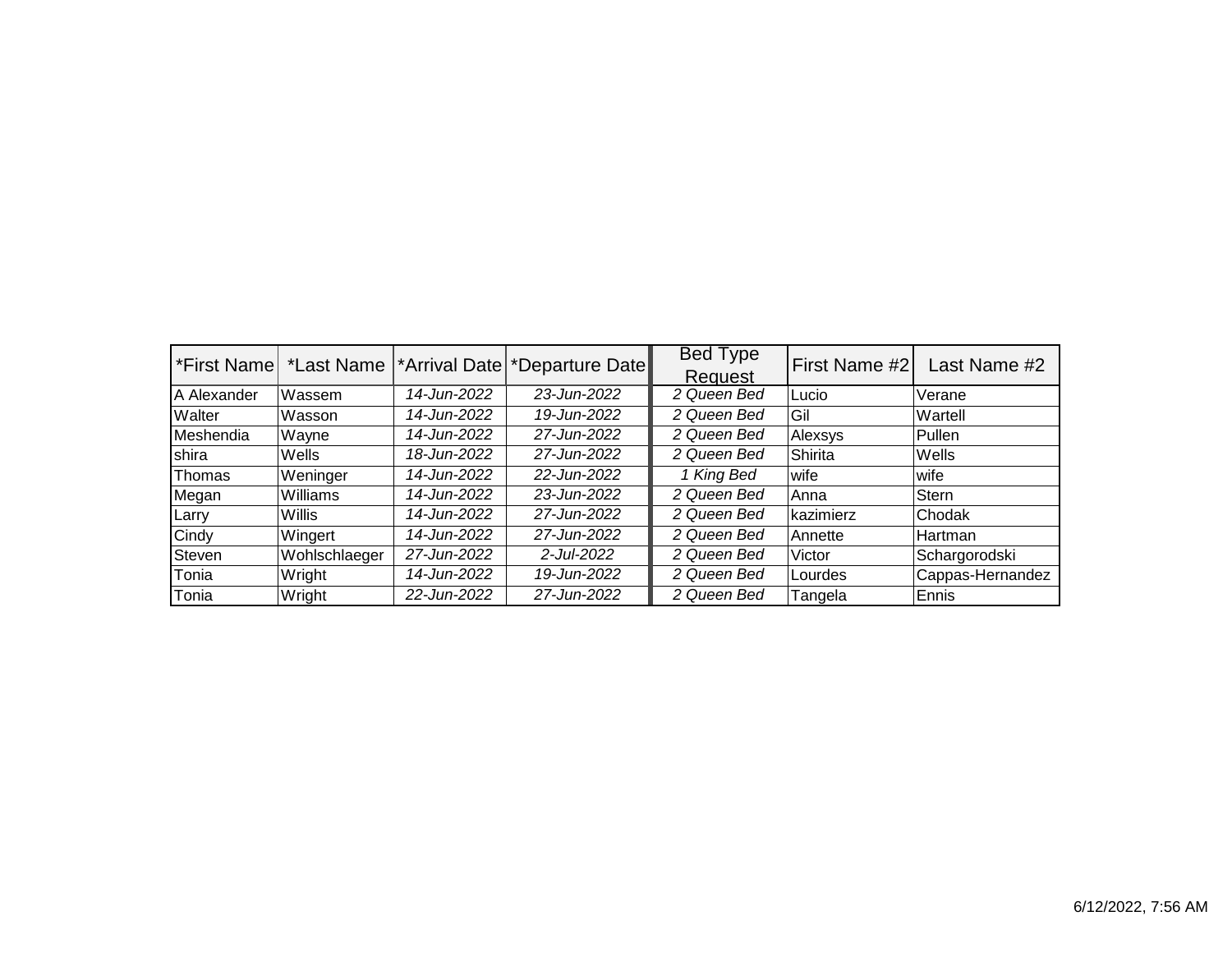| *First Name | *Last Name | *Arrival Date | *Departure Date | Bed Type Request | First Name #2 | Last Name #2 |
|---|---|---|---|---|---|---|
| A Alexander | Wassem | *14-Jun-2022* | *23-Jun-2022* | *2 Queen Bed* | Lucio | Verane |
| Walter | Wasson | *14-Jun-2022* | *19-Jun-2022* | *2 Queen Bed* | Gil | Wartell |
| Meshendia | Wayne | *14-Jun-2022* | *27-Jun-2022* | *2 Queen Bed* | Alexsys | Pullen |
| shira | Wells | *18-Jun-2022* | *27-Jun-2022* | *2 Queen Bed* | Shirita | Wells |
| Thomas | Weninger | *14-Jun-2022* | *22-Jun-2022* | *1 King Bed* | wife | wife |
| Megan | Williams | *14-Jun-2022* | *23-Jun-2022* | *2 Queen Bed* | Anna | Stern |
| Larry | Willis | *14-Jun-2022* | *27-Jun-2022* | *2 Queen Bed* | kazimierz | Chodak |
| Cindy | Wingert | *14-Jun-2022* | *27-Jun-2022* | *2 Queen Bed* | Annette | Hartman |
| Steven | Wohlschlaeger | *27-Jun-2022* | *2-Jul-2022* | *2 Queen Bed* | Victor | Schargorodski |
| Tonia | Wright | *14-Jun-2022* | *19-Jun-2022* | *2 Queen Bed* | Lourdes | Cappas-Hernandez |
| Tonia | Wright | *22-Jun-2022* | *27-Jun-2022* | *2 Queen Bed* | Tangela | Ennis |